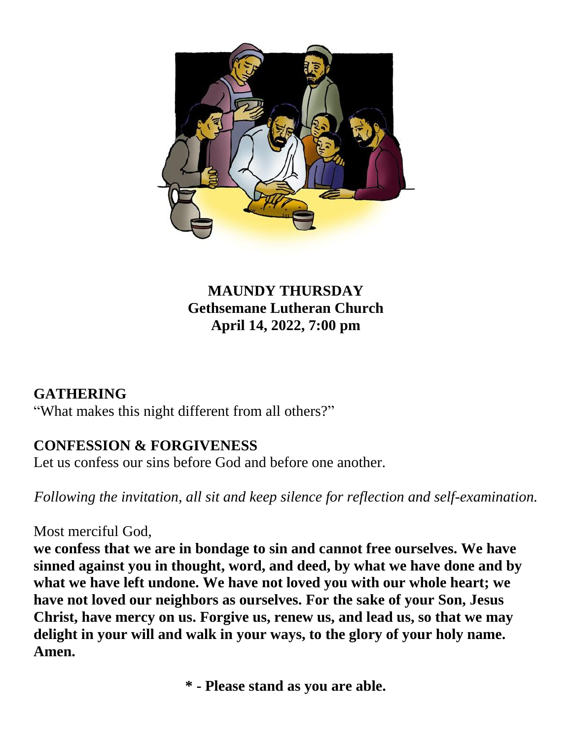**MAUNDY THURSDAY**
**Gethsemane Lutheran Church**
**April 14, 2022, 7:00 pm**

## GATHERING

"What makes this night different from all others?"

## CONFESSION & FORGIVENESS

Let us confess our sins before God and before one another.

*Following the invitation, all sit and keep silence for reflection and self-examination.*

Most merciful God,
**we confess that we are in bondage to sin and cannot free ourselves. We have sinned against you in thought, word, and deed, by what we have done and by what we have left undone. We have not loved you with our whole heart; we have not loved our neighbors as ourselves. For the sake of your Son, Jesus Christ, have mercy on us. Forgive us, renew us, and lead us, so that we may delight in your will and walk in your ways, to the glory of your holy name. Amen.**

**\* - Please stand as you are able.**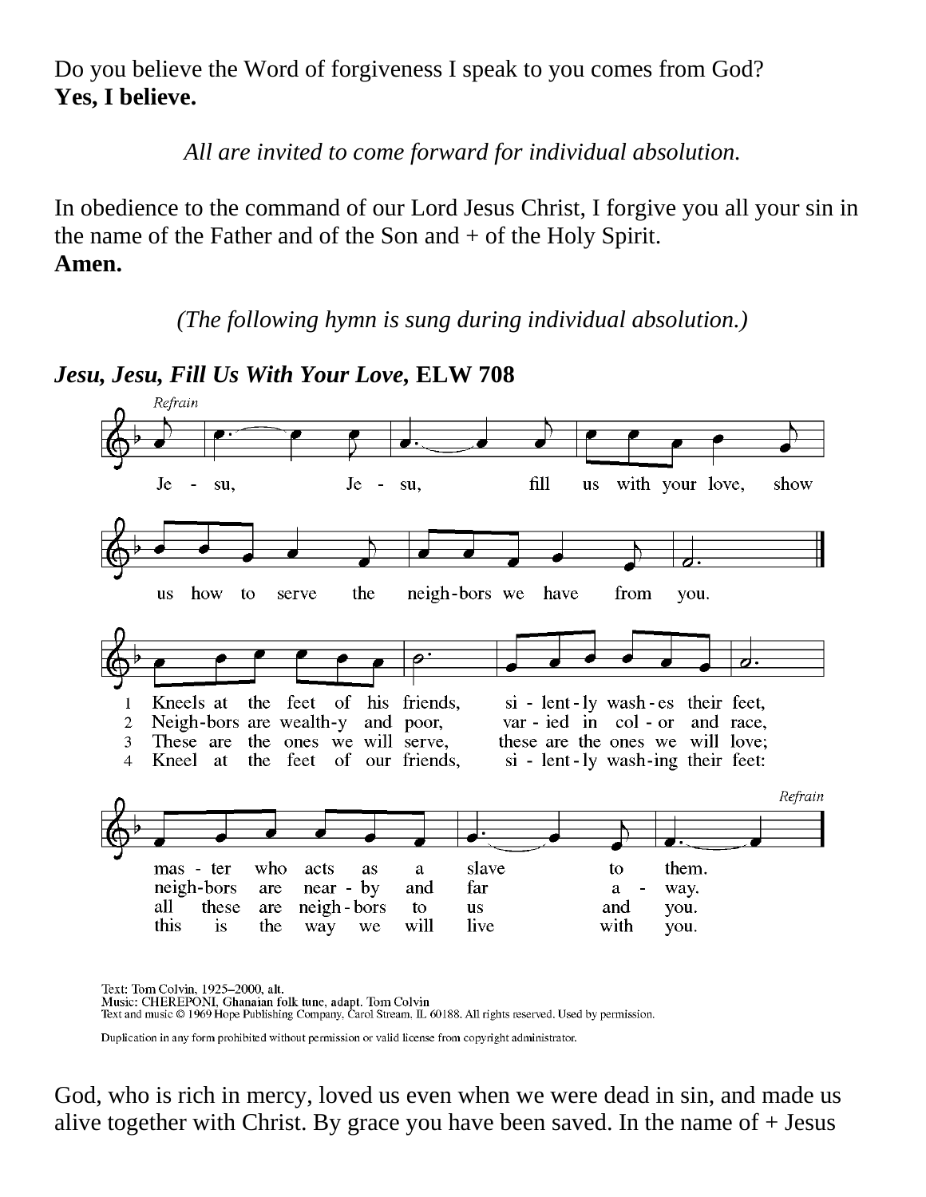Do you believe the Word of forgiveness I speak to you comes from God?
**Yes, I believe.**

*All are invited to come forward for individual absolution.*

In obedience to the command of our Lord Jesus Christ, I forgive you all your sin in the name of the Father and of the Son and + of the Holy Spirit.
**Amen.**

*(The following hymn is sung during individual absolution.)*

***Jesu, Jesu, Fill Us With Your Love,* ELW 708**

*Refrain*

Jesu, Jesu, fill us with your love, show us how to serve the neighbors we have from you.

1. Kneels at the feet of his friends, silently washes their feet, master who acts as a slave to them.
2. Neighbors are wealthy and poor, varied in color and race, neighbors are nearby and far away.
3. These are the ones we will serve, these are the ones we will love; all these are neighbors to us and you.
4. Kneel at the feet of our friends, silently washing their feet: this is the way we will live with you.

*Refrain*

Text: Tom Colvin, 1925–2000, alt.
Music: CHEREPONI, Ghanaian folk tune, adapt. Tom Colvin
Text and music © 1969 Hope Publishing Company, Carol Stream, IL 60188. All rights reserved. Used by permission.

Duplication in any form prohibited without permission or valid license from copyright administrator.

God, who is rich in mercy, loved us even when we were dead in sin, and made us alive together with Christ. By grace you have been saved. In the name of + Jesus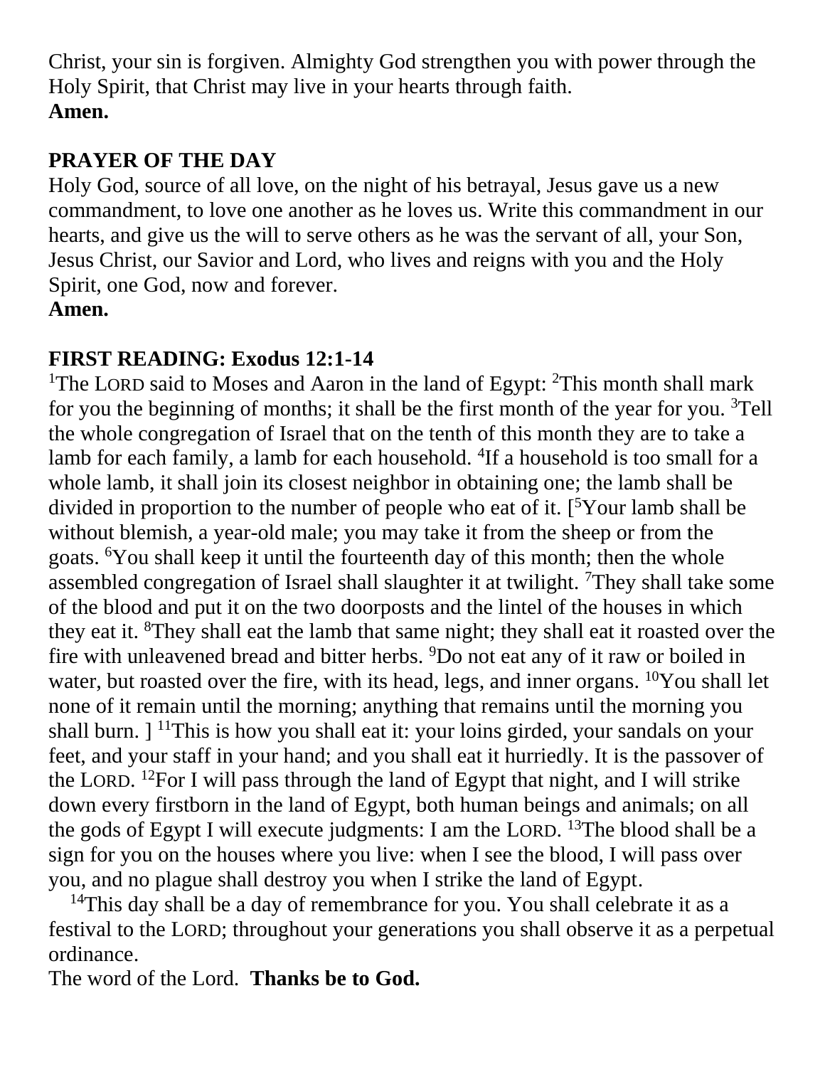Christ, your sin is forgiven. Almighty God strengthen you with power through the Holy Spirit, that Christ may live in your hearts through faith.
**Amen.**

**PRAYER OF THE DAY**
Holy God, source of all love, on the night of his betrayal, Jesus gave us a new commandment, to love one another as he loves us. Write this commandment in our hearts, and give us the will to serve others as he was the servant of all, your Son, Jesus Christ, our Savior and Lord, who lives and reigns with you and the Holy Spirit, one God, now and forever.
**Amen.**

**FIRST READING: Exodus 12:1-14**
[1]The LORD said to Moses and Aaron in the land of Egypt: [2]This month shall mark for you the beginning of months; it shall be the first month of the year for you. [3]Tell the whole congregation of Israel that on the tenth of this month they are to take a lamb for each family, a lamb for each household. [4]If a household is too small for a whole lamb, it shall join its closest neighbor in obtaining one; the lamb shall be divided in proportion to the number of people who eat of it. [[5]Your lamb shall be without blemish, a year-old male; you may take it from the sheep or from the goats. [6]You shall keep it until the fourteenth day of this month; then the whole assembled congregation of Israel shall slaughter it at twilight. [7]They shall take some of the blood and put it on the two doorposts and the lintel of the houses in which they eat it. [8]They shall eat the lamb that same night; they shall eat it roasted over the fire with unleavened bread and bitter herbs. [9]Do not eat any of it raw or boiled in water, but roasted over the fire, with its head, legs, and inner organs. [10]You shall let none of it remain until the morning; anything that remains until the morning you shall burn. ] [11]This is how you shall eat it: your loins girded, your sandals on your feet, and your staff in your hand; and you shall eat it hurriedly. It is the passover of the LORD. [12]For I will pass through the land of Egypt that night, and I will strike down every firstborn in the land of Egypt, both human beings and animals; on all the gods of Egypt I will execute judgments: I am the LORD. [13]The blood shall be a sign for you on the houses where you live: when I see the blood, I will pass over you, and no plague shall destroy you when I strike the land of Egypt.

[14]This day shall be a day of remembrance for you. You shall celebrate it as a festival to the LORD; throughout your generations you shall observe it as a perpetual ordinance.
The word of the Lord. **Thanks be to God.**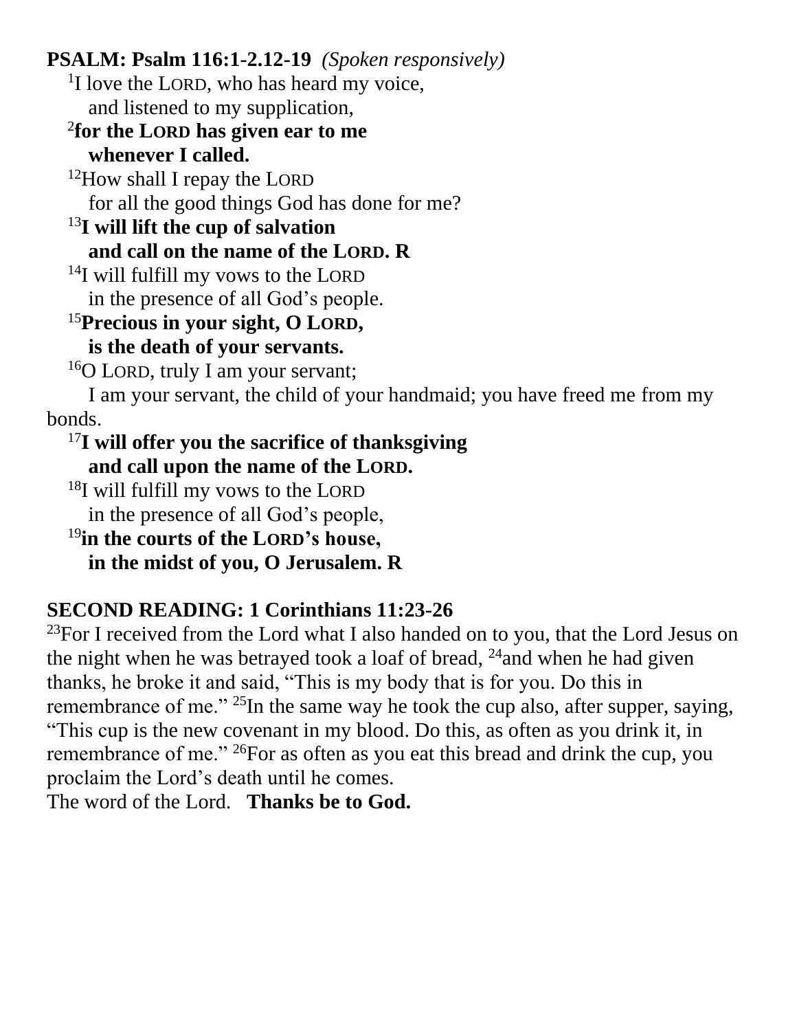**PSALM: Psalm 116:1-2.12-19** *(Spoken responsively)*

[1]I love the LORD, who has heard my voice,
and listened to my supplication,
**[2]for the LORD has given ear to me**
**whenever I called.**
[12]How shall I repay the LORD
for all the good things God has done for me?
**[13]I will lift the cup of salvation**
**and call on the name of the LORD. R**
[14]I will fulfill my vows to the LORD
in the presence of all God's people.
**[15]Precious in your sight, O LORD,**
**is the death of your servants.**
[16]O LORD, truly I am your servant;
I am your servant, the child of your handmaid; you have freed me from my bonds.
**[17]I will offer you the sacrifice of thanksgiving**
**and call upon the name of the LORD.**
[18]I will fulfill my vows to the LORD
in the presence of all God's people,
**[19]in the courts of the LORD's house,**
**in the midst of you, O Jerusalem. R**

**SECOND READING: 1 Corinthians 11:23-26**

[23]For I received from the Lord what I also handed on to you, that the Lord Jesus on the night when he was betrayed took a loaf of bread, [24]and when he had given thanks, he broke it and said, "This is my body that is for you. Do this in remembrance of me." [25]In the same way he took the cup also, after supper, saying, "This cup is the new covenant in my blood. Do this, as often as you drink it, in remembrance of me." [26]For as often as you eat this bread and drink the cup, you proclaim the Lord's death until he comes.
The word of the Lord. **Thanks be to God.**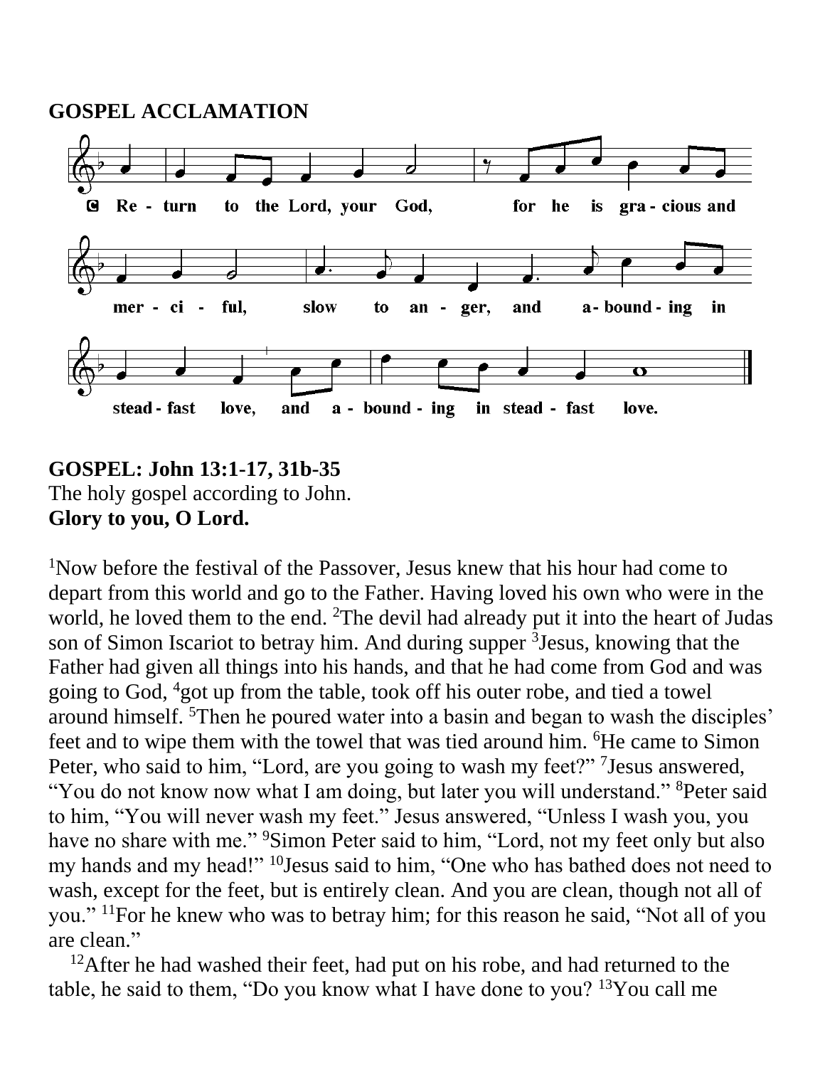**GOSPEL ACCLAMATION**

C Return to the Lord, your God, for he is gracious and merciful, slow to anger, and abounding in steadfast love, and abounding in steadfast love.

**GOSPEL: John 13:1-17, 31b-35**
The holy gospel according to John.
**Glory to you, O Lord.**

[1]Now before the festival of the Passover, Jesus knew that his hour had come to depart from this world and go to the Father. Having loved his own who were in the world, he loved them to the end. [2]The devil had already put it into the heart of Judas son of Simon Iscariot to betray him. And during supper [3]Jesus, knowing that the Father had given all things into his hands, and that he had come from God and was going to God, [4]got up from the table, took off his outer robe, and tied a towel around himself. [5]Then he poured water into a basin and began to wash the disciples' feet and to wipe them with the towel that was tied around him. [6]He came to Simon Peter, who said to him, "Lord, are you going to wash my feet?" [7]Jesus answered, "You do not know now what I am doing, but later you will understand." [8]Peter said to him, "You will never wash my feet." Jesus answered, "Unless I wash you, you have no share with me." [9]Simon Peter said to him, "Lord, not my feet only but also my hands and my head!" [10]Jesus said to him, "One who has bathed does not need to wash, except for the feet, but is entirely clean. And you are clean, though not all of you." [11]For he knew who was to betray him; for this reason he said, "Not all of you are clean."

[12]After he had washed their feet, had put on his robe, and had returned to the table, he said to them, "Do you know what I have done to you? [13]You call me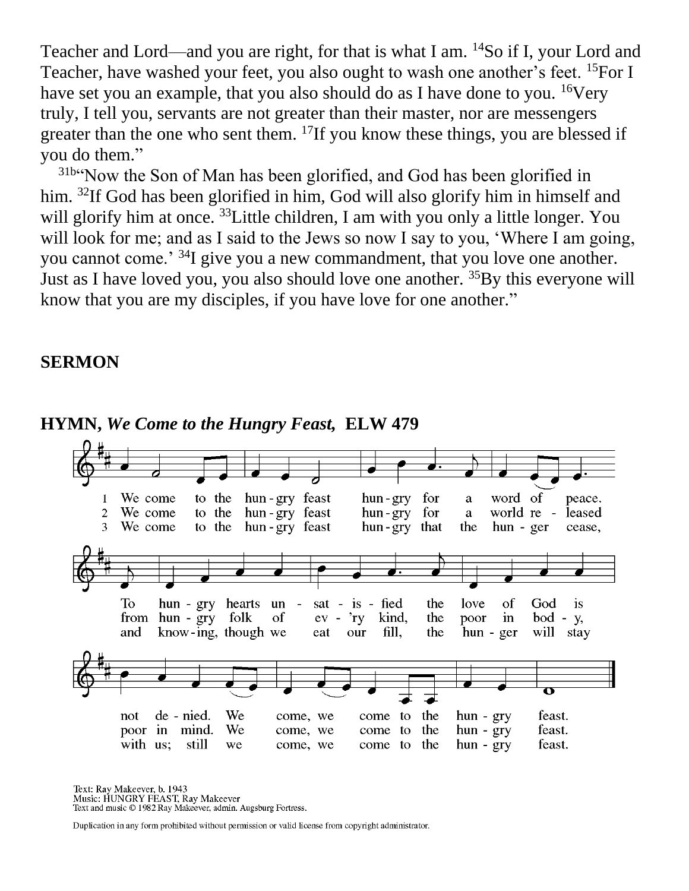Teacher and Lord—and you are right, for that is what I am. [14]So if I, your Lord and Teacher, have washed your feet, you also ought to wash one another's feet. [15]For I have set you an example, that you also should do as I have done to you. [16]Very truly, I tell you, servants are not greater than their master, nor are messengers greater than the one who sent them. [17]If you know these things, you are blessed if you do them."

[31b]"Now the Son of Man has been glorified, and God has been glorified in him. [32]If God has been glorified in him, God will also glorify him in himself and will glorify him at once. [33]Little children, I am with you only a little longer. You will look for me; and as I said to the Jews so now I say to you, 'Where I am going, you cannot come.' [34]I give you a new commandment, that you love one another. Just as I have loved you, you also should love one another. [35]By this everyone will know that you are my disciples, if you have love for one another."

**SERMON**

**HYMN, *We Come to the Hungry Feast*, ELW 479**

1 We come to the hungry feast hungry for a word of peace. To hungry hearts unsatisfied the love of God is not denied. We come, we come to the hungry feast.

2 We come to the hungry feast hungry for a world released from hungry folk of ev'ry kind, the poor in body, poor in mind. We come, we come to the hungry feast.

3 We come to the hungry feast hungry that the hunger cease, and knowing, though we eat our fill, the hunger will stay with us; still we come, we come to the hungry feast.

Text: Ray Makeever, b. 1943
Music: HUNGRY FEAST, Ray Makeever
Text and music © 1982 Ray Makeever, admin. Augsburg Fortress.

Duplication in any form prohibited without permission or valid license from copyright administrator.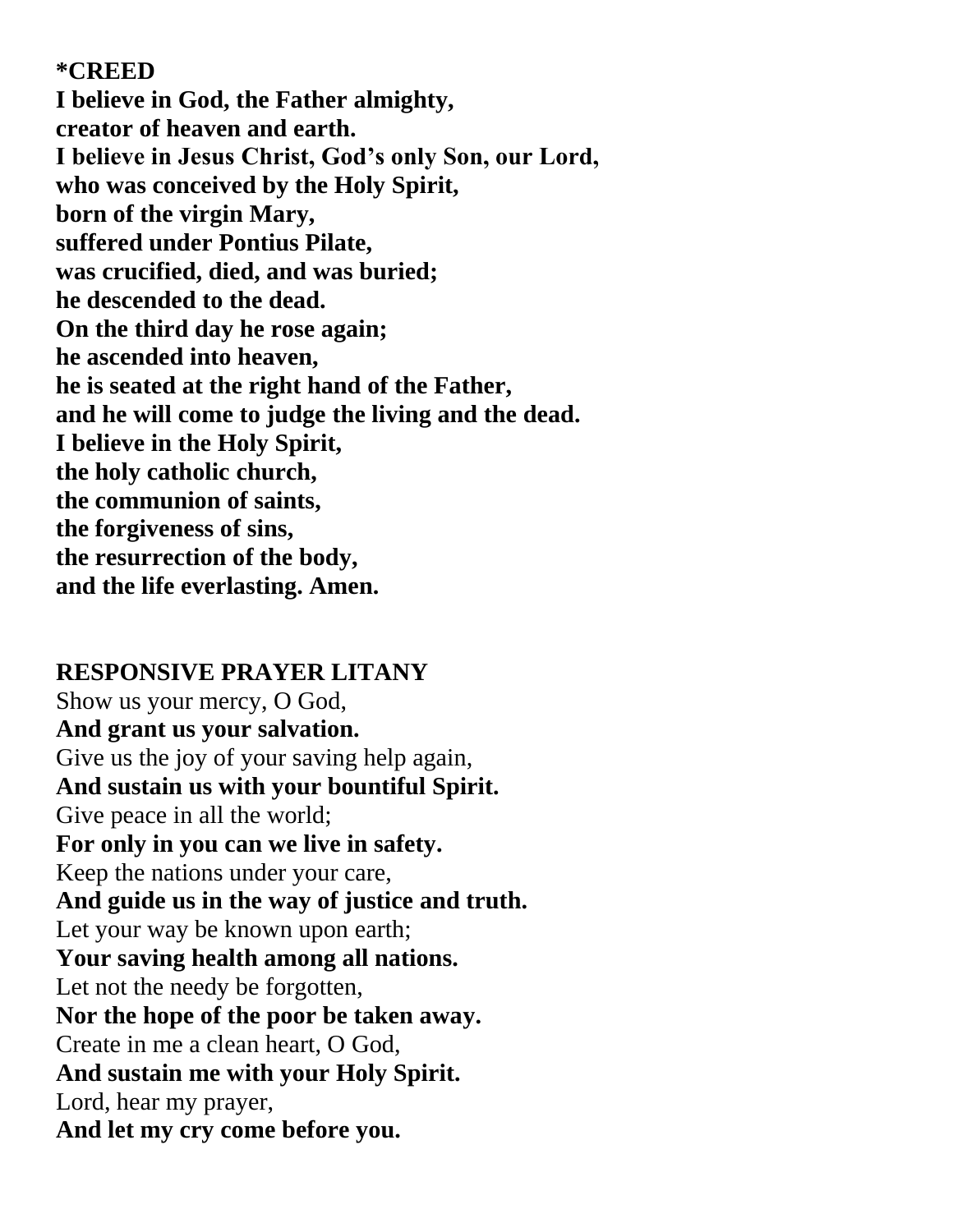**\*CREED**
**I believe in God, the Father almighty,**
**creator of heaven and earth.**
**I believe in Jesus Christ, God's only Son, our Lord,**
**who was conceived by the Holy Spirit,**
**born of the virgin Mary,**
**suffered under Pontius Pilate,**
**was crucified, died, and was buried;**
**he descended to the dead.**
**On the third day he rose again;**
**he ascended into heaven,**
**he is seated at the right hand of the Father,**
**and he will come to judge the living and the dead.**
**I believe in the Holy Spirit,**
**the holy catholic church,**
**the communion of saints,**
**the forgiveness of sins,**
**the resurrection of the body,**
**and the life everlasting. Amen.**

**RESPONSIVE PRAYER LITANY**
Show us your mercy, O God,
**And grant us your salvation.**
Give us the joy of your saving help again,
**And sustain us with your bountiful Spirit.**
Give peace in all the world;
**For only in you can we live in safety.**
Keep the nations under your care,
**And guide us in the way of justice and truth.**
Let your way be known upon earth;
**Your saving health among all nations.**
Let not the needy be forgotten,
**Nor the hope of the poor be taken away.**
Create in me a clean heart, O God,
**And sustain me with your Holy Spirit.**
Lord, hear my prayer,
**And let my cry come before you.**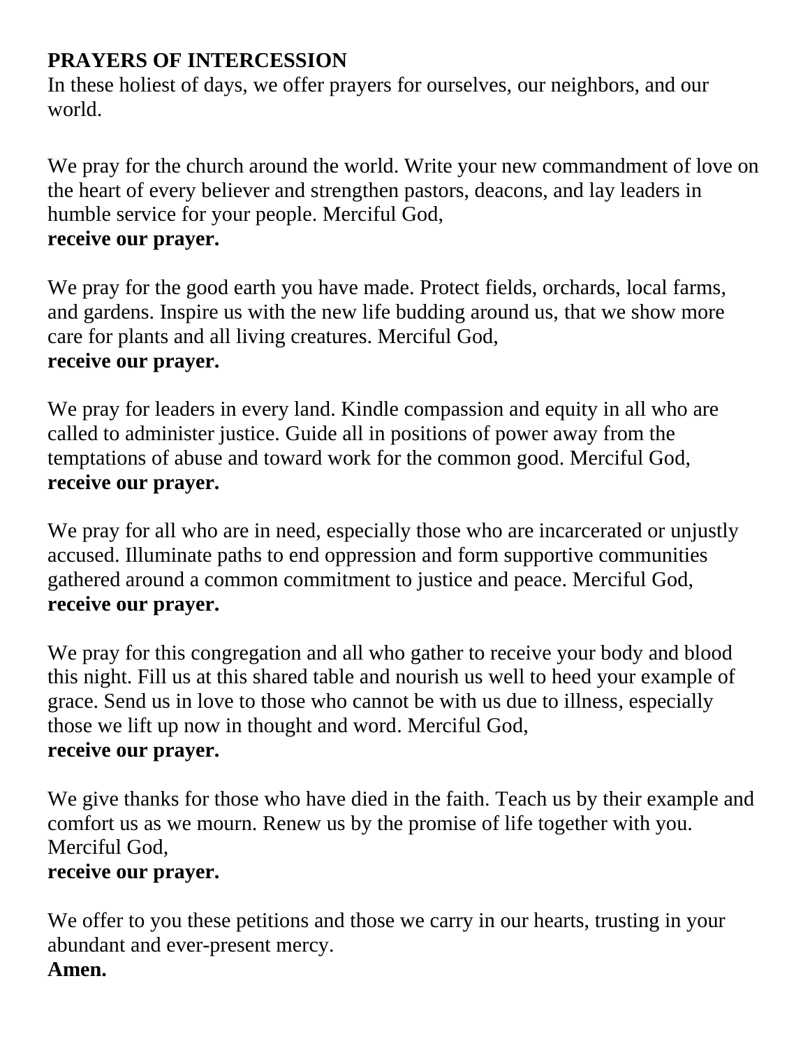**PRAYERS OF INTERCESSION**

In these holiest of days, we offer prayers for ourselves, our neighbors, and our world.

We pray for the church around the world. Write your new commandment of love on the heart of every believer and strengthen pastors, deacons, and lay leaders in humble service for your people. Merciful God,
**receive our prayer.**

We pray for the good earth you have made. Protect fields, orchards, local farms, and gardens. Inspire us with the new life budding around us, that we show more care for plants and all living creatures. Merciful God,
**receive our prayer.**

We pray for leaders in every land. Kindle compassion and equity in all who are called to administer justice. Guide all in positions of power away from the temptations of abuse and toward work for the common good. Merciful God,
**receive our prayer.**

We pray for all who are in need, especially those who are incarcerated or unjustly accused. Illuminate paths to end oppression and form supportive communities gathered around a common commitment to justice and peace. Merciful God,
**receive our prayer.**

We pray for this congregation and all who gather to receive your body and blood this night. Fill us at this shared table and nourish us well to heed your example of grace. Send us in love to those who cannot be with us due to illness, especially those we lift up now in thought and word. Merciful God,
**receive our prayer.**

We give thanks for those who have died in the faith. Teach us by their example and comfort us as we mourn. Renew us by the promise of life together with you. Merciful God,
**receive our prayer.**

We offer to you these petitions and those we carry in our hearts, trusting in your abundant and ever-present mercy.
**Amen.**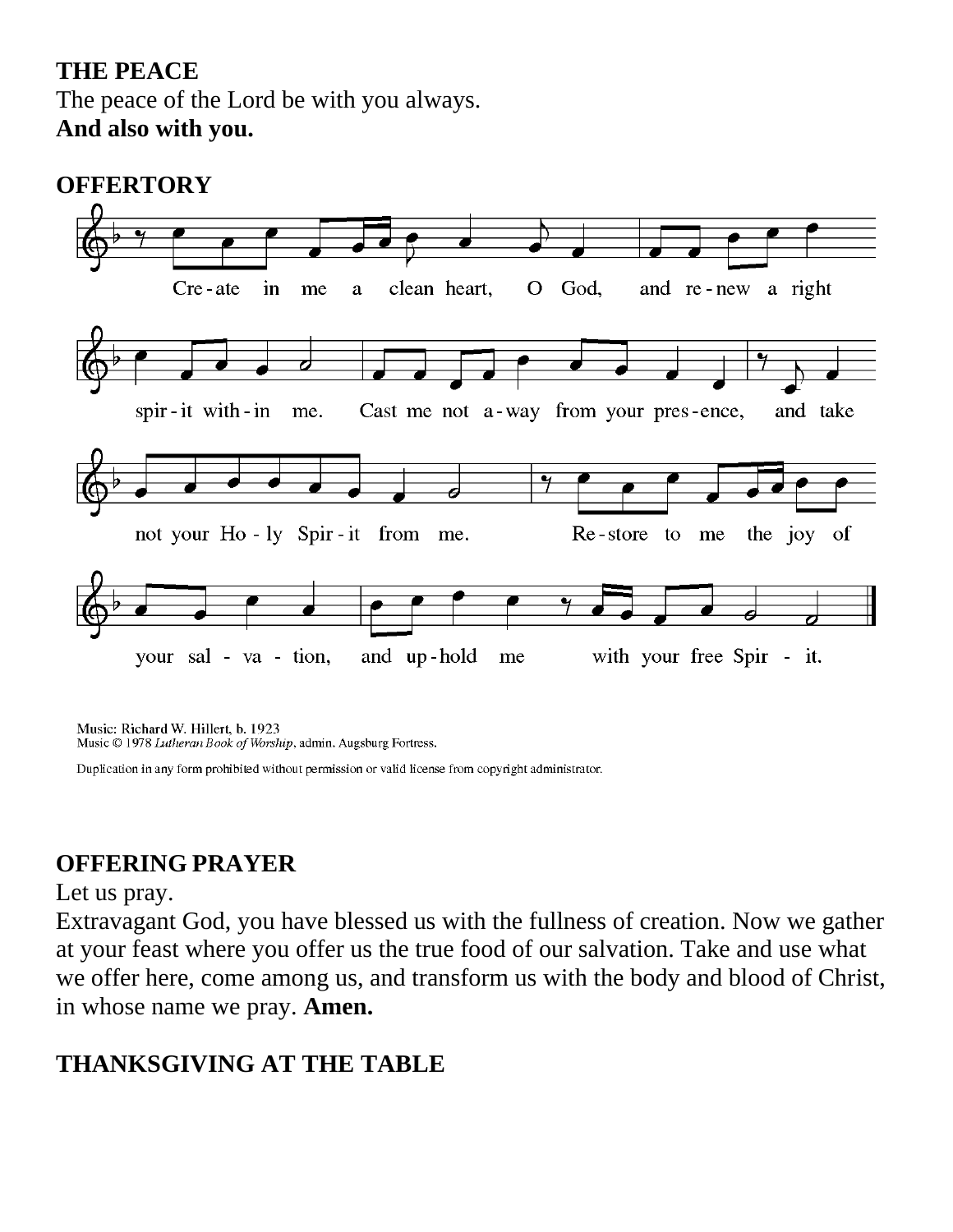## THE PEACE

The peace of the Lord be with you always.
**And also with you.**

## OFFERTORY

Create in me a clean heart, O God, and renew a right spirit within me. Cast me not away from your presence, and take not your Holy Spirit from me. Restore to me the joy of your salvation, and uphold me with your free Spirit.

Music: Richard W. Hillert, b. 1923
Music © 1978 *Lutheran Book of Worship*, admin. Augsburg Fortress.

Duplication in any form prohibited without permission or valid license from copyright administrator.

## OFFERING PRAYER

Let us pray.
Extravagant God, you have blessed us with the fullness of creation. Now we gather at your feast where you offer us the true food of our salvation. Take and use what we offer here, come among us, and transform us with the body and blood of Christ, in whose name we pray. **Amen.**

## THANKSGIVING AT THE TABLE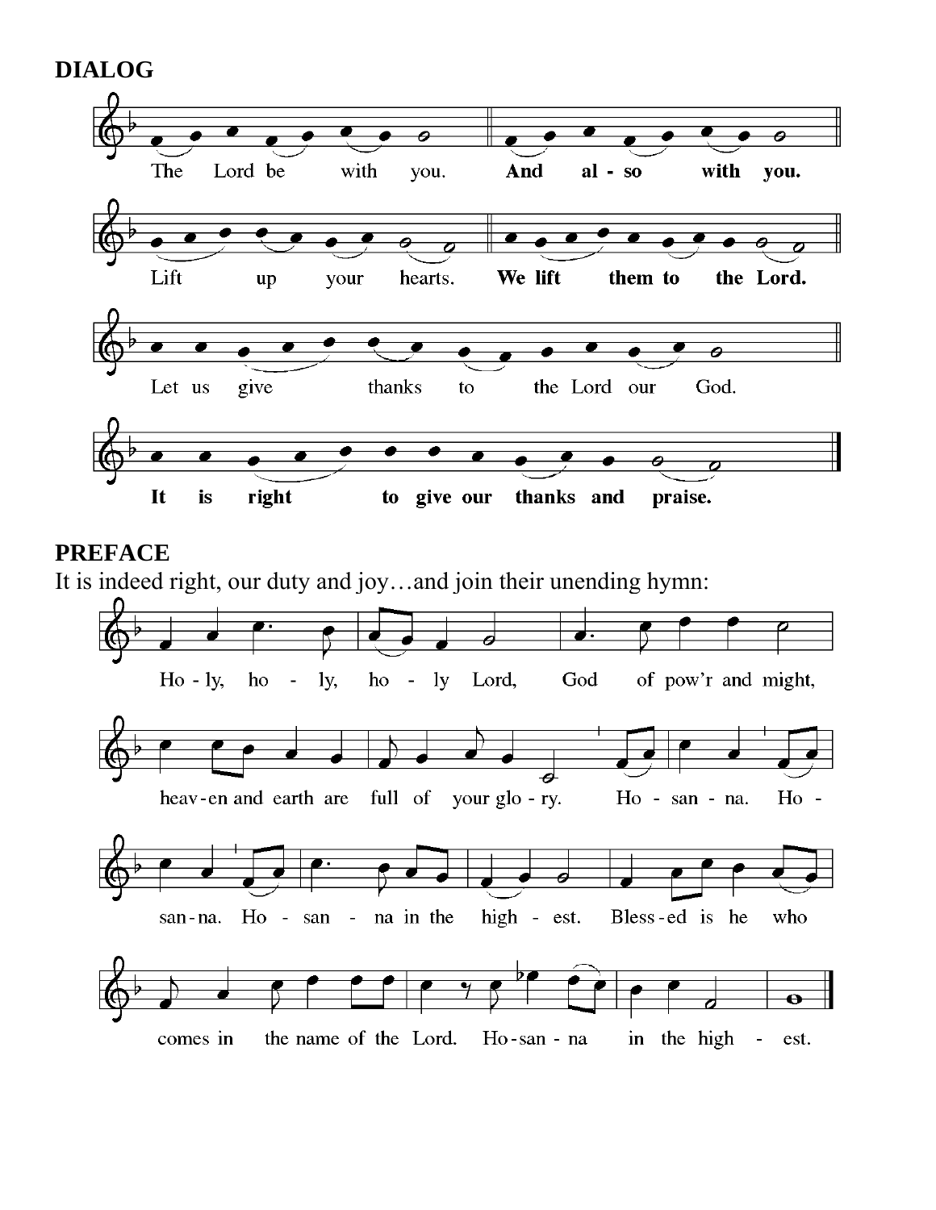**DIALOG**

The Lord be with you. **And also with you.**

Lift up your hearts. **We lift them to the Lord.**

Let us give thanks to the Lord our God.

**It is right to give our thanks and praise.**

**PREFACE**

It is indeed right, our duty and joy…and join their unending hymn:

Ho - ly, ho - ly, ho - ly Lord, God of pow'r and might,
heav - en and earth are full of your glo - ry. Ho - san - na. Ho -
san - na. Ho - san - na in the high - est. Bless - ed is he who
comes in the name of the Lord. Ho - san - na in the high - est.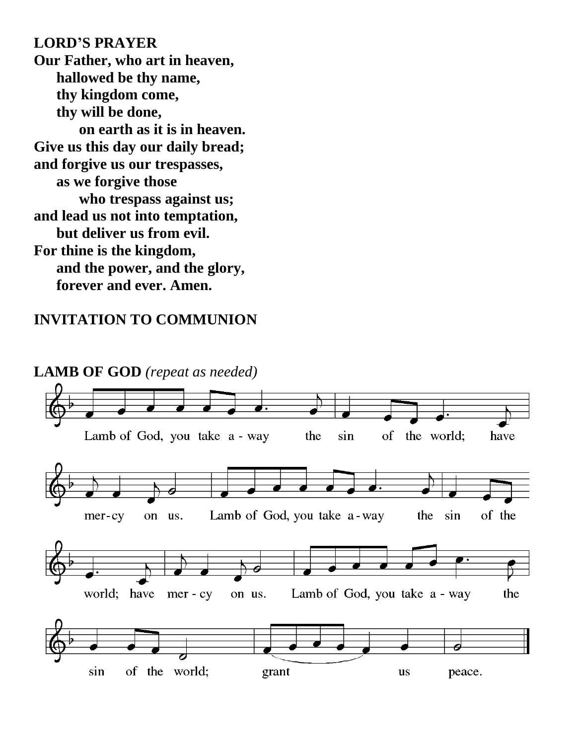**LORD'S PRAYER**

**Our Father, who art in heaven,**
**hallowed be thy name,**
**thy kingdom come,**
**thy will be done,**
**on earth as it is in heaven.**
**Give us this day our daily bread;**
**and forgive us our trespasses,**
**as we forgive those**
**who trespass against us;**
**and lead us not into temptation,**
**but deliver us from evil.**
**For thine is the kingdom,**
**and the power, and the glory,**
**forever and ever. Amen.**

**INVITATION TO COMMUNION**

**LAMB OF GOD** *(repeat as needed)*

Lamb of God, you take a - way the sin of the world; have mer-cy on us. Lamb of God, you take a-way the sin of the world; have mer - cy on us. Lamb of God, you take a - way the sin of the world; grant us peace.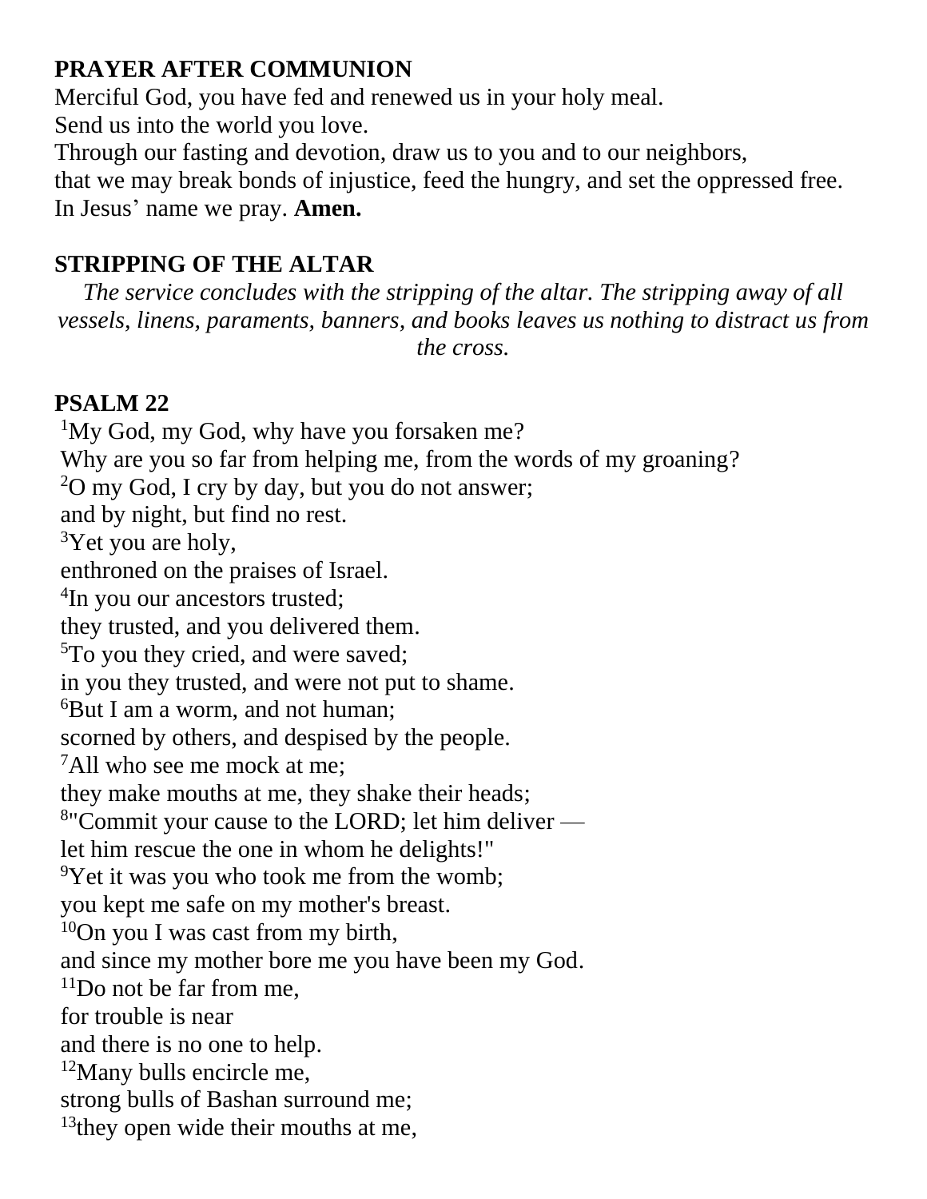## PRAYER AFTER COMMUNION

Merciful God, you have fed and renewed us in your holy meal.
Send us into the world you love.
Through our fasting and devotion, draw us to you and to our neighbors,
that we may break bonds of injustice, feed the hungry, and set the oppressed free.
In Jesus' name we pray. **Amen.**

## STRIPPING OF THE ALTAR

*The service concludes with the stripping of the altar. The stripping away of all vessels, linens, paraments, banners, and books leaves us nothing to distract us from the cross.*

## PSALM 22

[1]My God, my God, why have you forsaken me?
Why are you so far from helping me, from the words of my groaning?
[2]O my God, I cry by day, but you do not answer;
and by night, but find no rest.
[3]Yet you are holy,
enthroned on the praises of Israel.
[4]In you our ancestors trusted;
they trusted, and you delivered them.
[5]To you they cried, and were saved;
in you they trusted, and were not put to shame.
[6]But I am a worm, and not human;
scorned by others, and despised by the people.
[7]All who see me mock at me;
they make mouths at me, they shake their heads;
[8]"Commit your cause to the LORD; let him deliver —
let him rescue the one in whom he delights!"
[9]Yet it was you who took me from the womb;
you kept me safe on my mother's breast.
[10]On you I was cast from my birth,
and since my mother bore me you have been my God.
[11]Do not be far from me,
for trouble is near
and there is no one to help.
[12]Many bulls encircle me,
strong bulls of Bashan surround me;
[13]they open wide their mouths at me,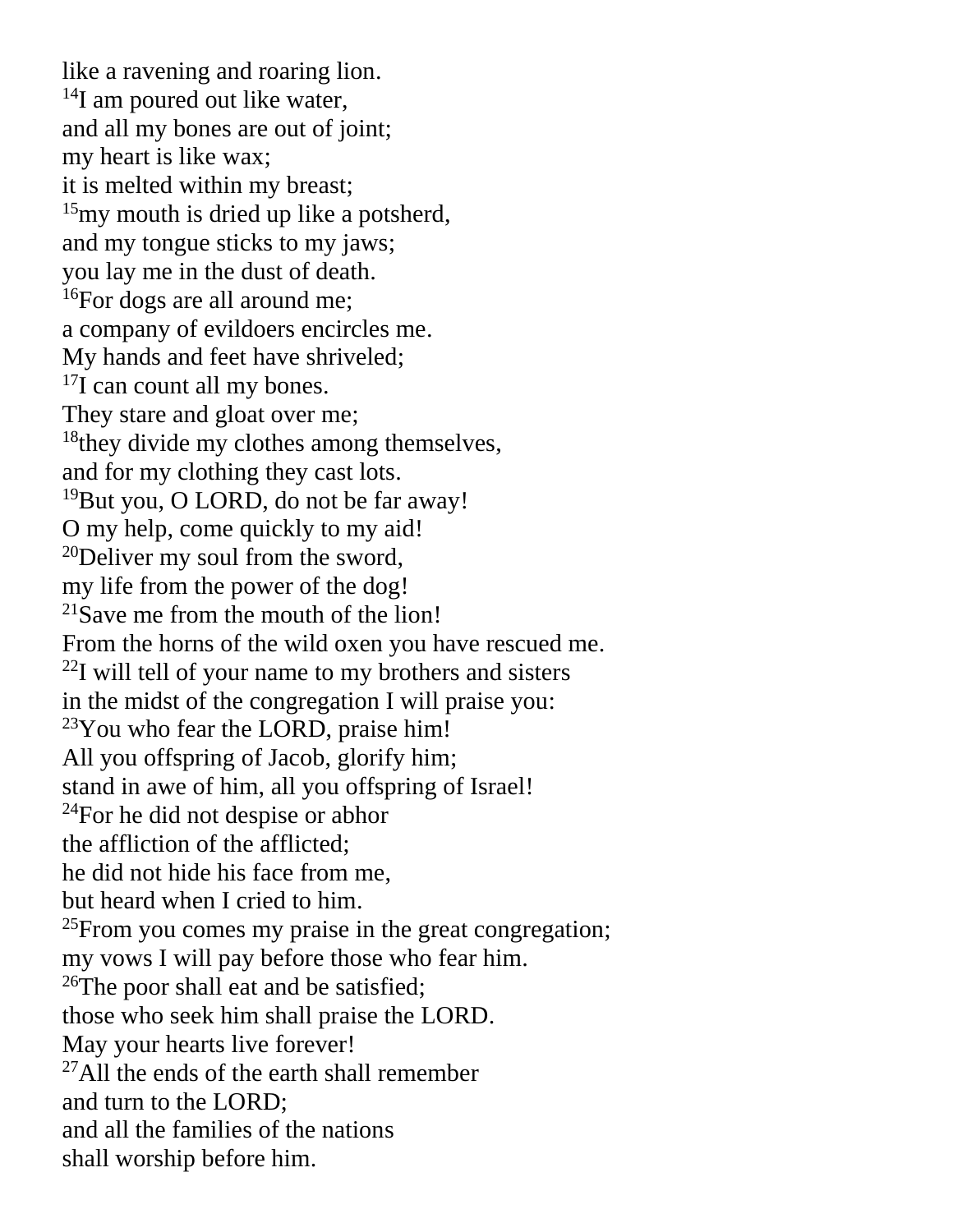like a ravening and roaring lion.
[14]I am poured out like water,
and all my bones are out of joint;
my heart is like wax;
it is melted within my breast;
[15]my mouth is dried up like a potsherd,
and my tongue sticks to my jaws;
you lay me in the dust of death.
[16]For dogs are all around me;
a company of evildoers encircles me.
My hands and feet have shriveled;
[17]I can count all my bones.
They stare and gloat over me;
[18]they divide my clothes among themselves,
and for my clothing they cast lots.
[19]But you, O LORD, do not be far away!
O my help, come quickly to my aid!
[20]Deliver my soul from the sword,
my life from the power of the dog!
[21]Save me from the mouth of the lion!
From the horns of the wild oxen you have rescued me.
[22]I will tell of your name to my brothers and sisters
in the midst of the congregation I will praise you:
[23]You who fear the LORD, praise him!
All you offspring of Jacob, glorify him;
stand in awe of him, all you offspring of Israel!
[24]For he did not despise or abhor
the affliction of the afflicted;
he did not hide his face from me,
but heard when I cried to him.
[25]From you comes my praise in the great congregation;
my vows I will pay before those who fear him.
[26]The poor shall eat and be satisfied;
those who seek him shall praise the LORD.
May your hearts live forever!
[27]All the ends of the earth shall remember
and turn to the LORD;
and all the families of the nations
shall worship before him.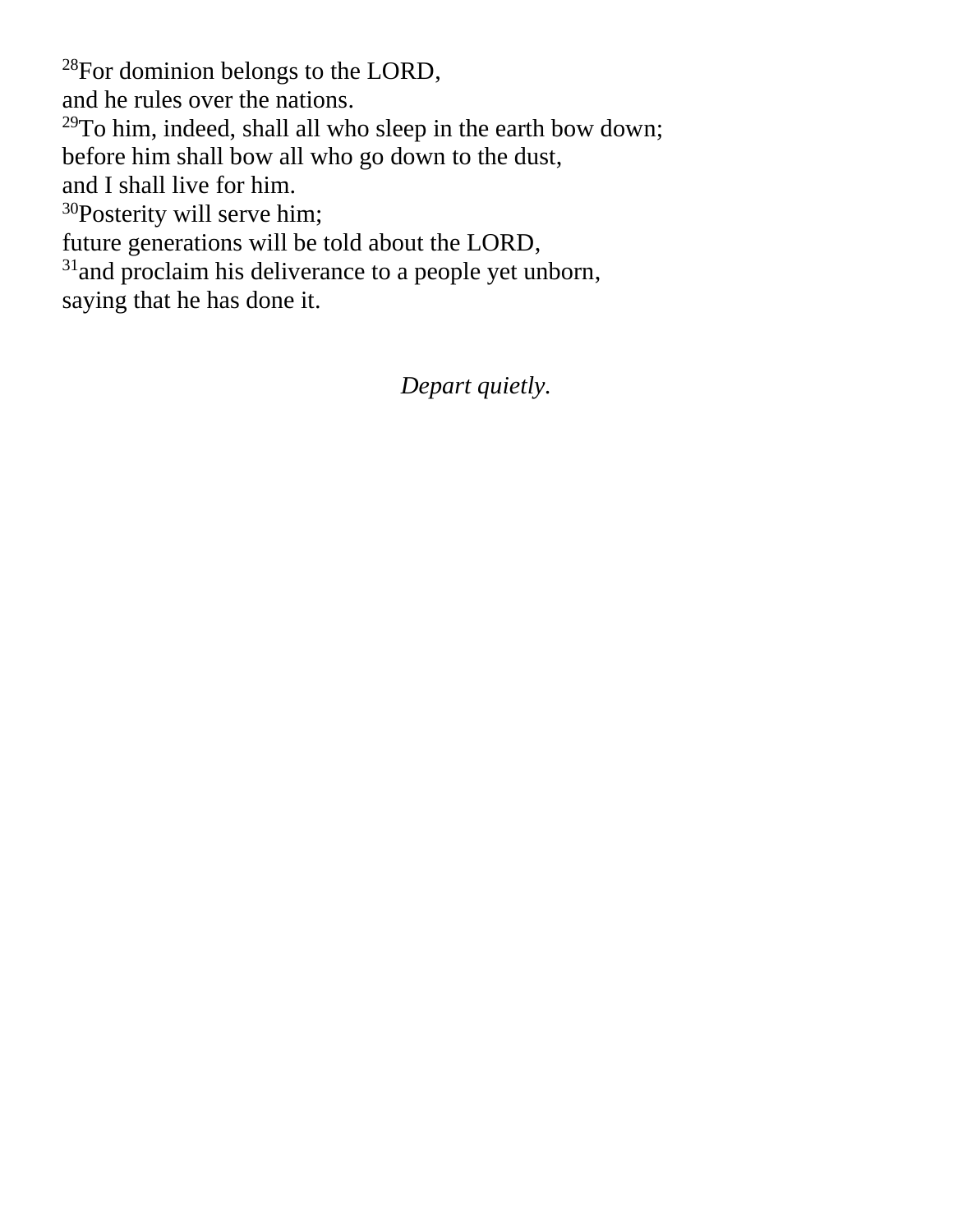[28]For dominion belongs to the LORD,
and he rules over the nations.
[29]To him, indeed, shall all who sleep in the earth bow down;
before him shall bow all who go down to the dust,
and I shall live for him.
[30]Posterity will serve him;
future generations will be told about the LORD,
[31]and proclaim his deliverance to a people yet unborn,
saying that he has done it.

*Depart quietly.*